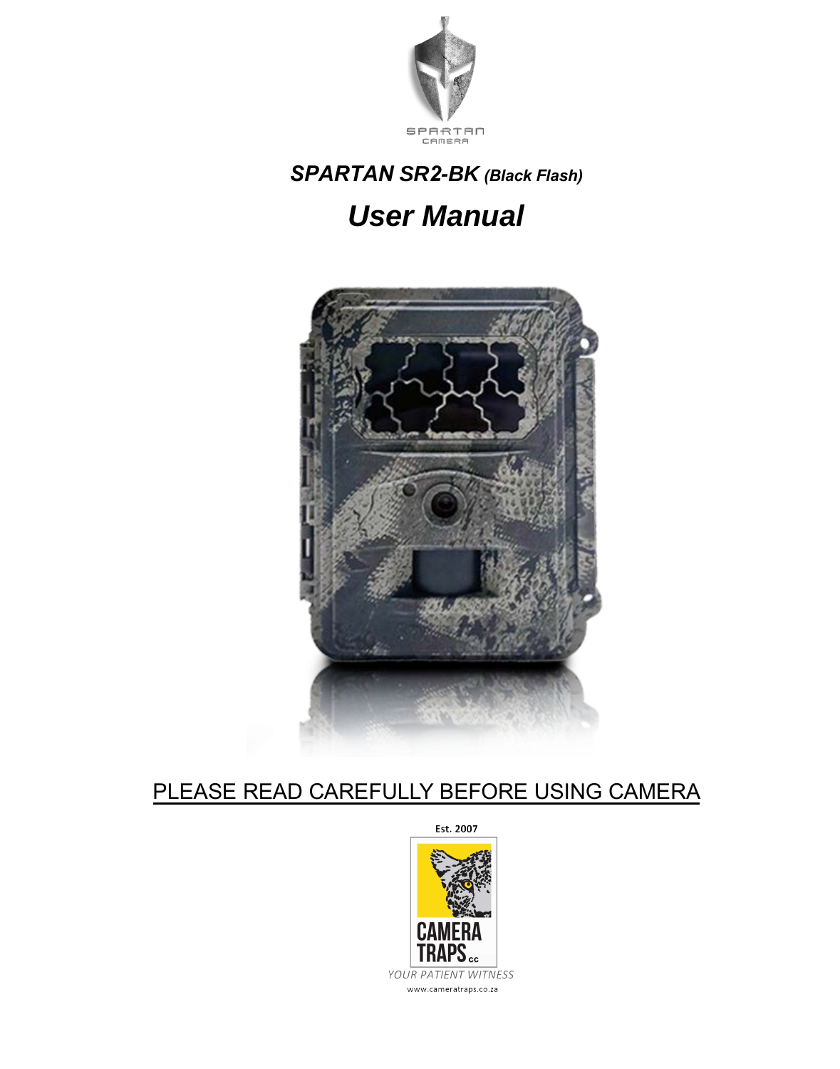SPARTAN
CAMERA

## *SPARTAN SR2-BK (Black Flash)*

# *User Manual*

PLEASE READ CAREFULLY BEFORE USING CAMERA

Est. 2007

CAMERA TRAPS cc

YOUR PATIENT WITNESS

www.cameratraps.co.za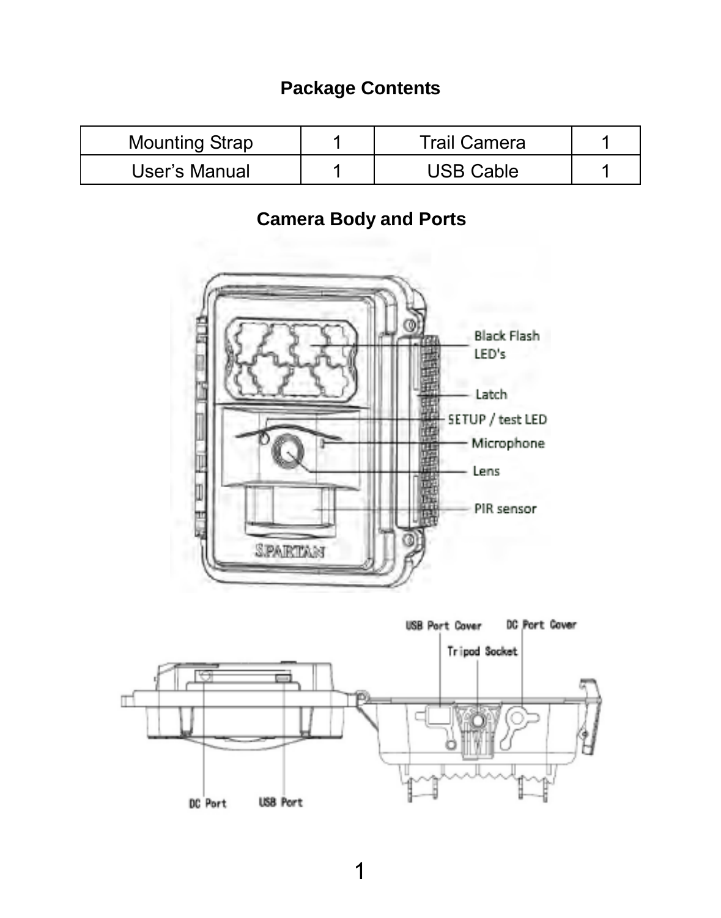## Package Contents

| Mounting Strap | 1 | Trail Camera | 1 |
|---|---|---|---|
| User's Manual | 1 | USB Cable | 1 |

## Camera Body and Ports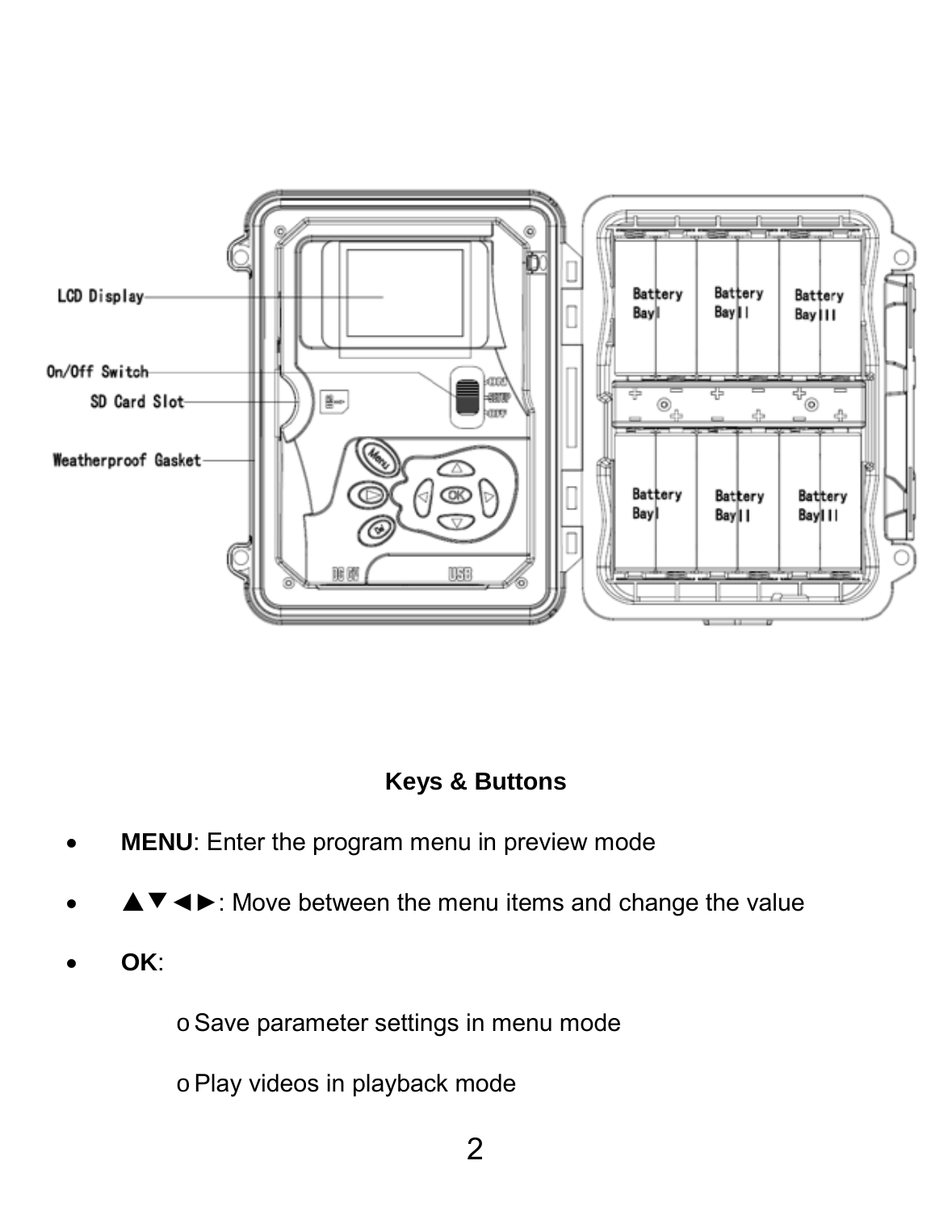## Keys & Buttons

- **MENU**: Enter the program menu in preview mode
- ▲▼◄►: Move between the menu items and change the value
- **OK**:
  - Save parameter settings in menu mode
  - Play videos in playback mode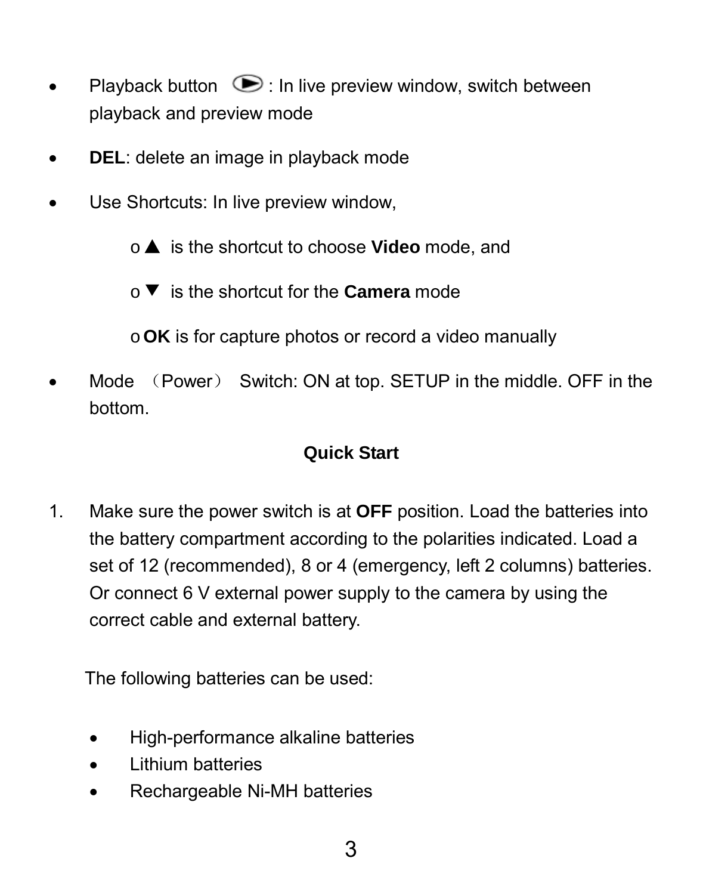- Playback button ⏵: In live preview window, switch between playback and preview mode
- **DEL**: delete an image in playback mode
- Use Shortcuts: In live preview window,
  - ▲ is the shortcut to choose **Video** mode, and
  - ▼ is the shortcut for the **Camera** mode
  - **OK** is for capture photos or record a video manually
- Mode （Power） Switch: ON at top. SETUP in the middle. OFF in the bottom.

## Quick Start

1. Make sure the power switch is at **OFF** position. Load the batteries into the battery compartment according to the polarities indicated. Load a set of 12 (recommended), 8 or 4 (emergency, left 2 columns) batteries. Or connect 6 V external power supply to the camera by using the correct cable and external battery.

   The following batteries can be used:

   - High-performance alkaline batteries
   - Lithium batteries
   - Rechargeable Ni-MH batteries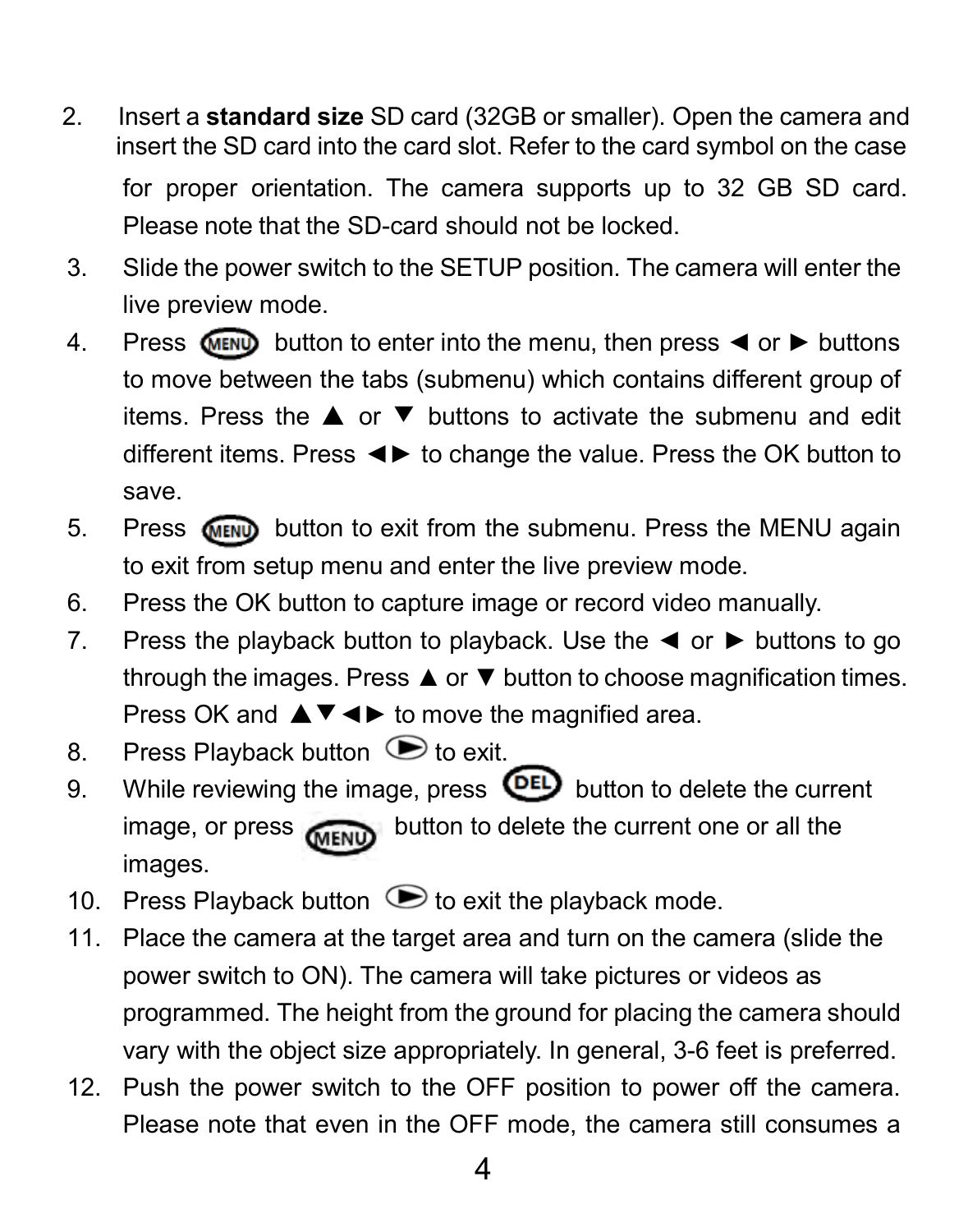2. Insert a **standard size** SD card (32GB or smaller). Open the camera and insert the SD card into the card slot. Refer to the card symbol on the case for proper orientation. The camera supports up to 32 GB SD card. Please note that the SD-card should not be locked.
3. Slide the power switch to the SETUP position. The camera will enter the live preview mode.
4. Press MENU button to enter into the menu, then press ◄ or ► buttons to move between the tabs (submenu) which contains different group of items. Press the ▲ or ▼ buttons to activate the submenu and edit different items. Press ◄► to change the value. Press the OK button to save.
5. Press MENU button to exit from the submenu. Press the MENU again to exit from setup menu and enter the live preview mode.
6. Press the OK button to capture image or record video manually.
7. Press the playback button to playback. Use the ◄ or ► buttons to go through the images. Press ▲ or ▼ button to choose magnification times. Press OK and ▲▼◄► to move the magnified area.
8. Press Playback button to exit.
9. While reviewing the image, press DEL button to delete the current image, or press MENU button to delete the current one or all the images.
10. Press Playback button to exit the playback mode.
11. Place the camera at the target area and turn on the camera (slide the power switch to ON). The camera will take pictures or videos as programmed. The height from the ground for placing the camera should vary with the object size appropriately. In general, 3-6 feet is preferred.
12. Push the power switch to the OFF position to power off the camera. Please note that even in the OFF mode, the camera still consumes a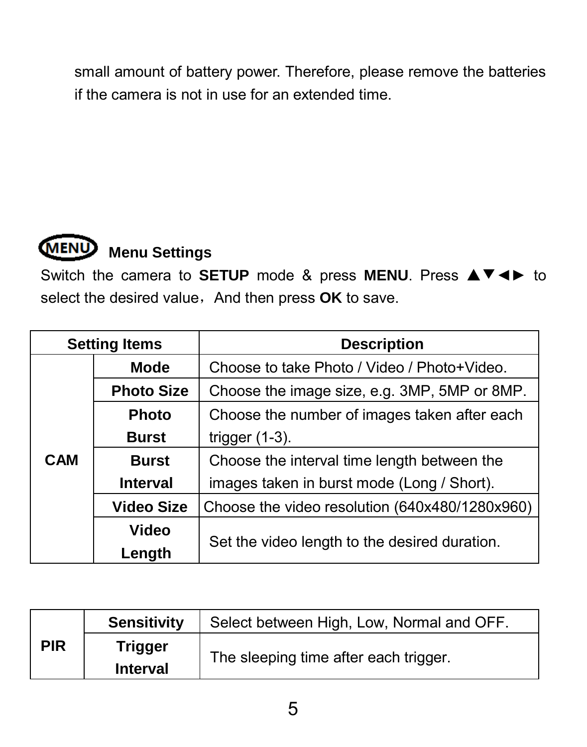small amount of battery power. Therefore, please remove the batteries if the camera is not in use for an extended time.

## Menu Settings

Switch the camera to **SETUP** mode & press **MENU**. Press ▲▼◄► to select the desired value，And then press **OK** to save.

| Setting Items | | Description |
|---|---|---|
| **CAM** | **Mode** | Choose to take Photo / Video / Photo+Video. |
| | **Photo Size** | Choose the image size, e.g. 3MP, 5MP or 8MP. |
| | **Photo Burst** | Choose the number of images taken after each trigger (1-3). |
| | **Burst Interval** | Choose the interval time length between the images taken in burst mode (Long / Short). |
| | **Video Size** | Choose the video resolution (640x480/1280x960) |
| | **Video Length** | Set the video length to the desired duration. |

| | | |
|---|---|---|
| **PIR** | **Sensitivity** | Select between High, Low, Normal and OFF. |
| | **Trigger Interval** | The sleeping time after each trigger. |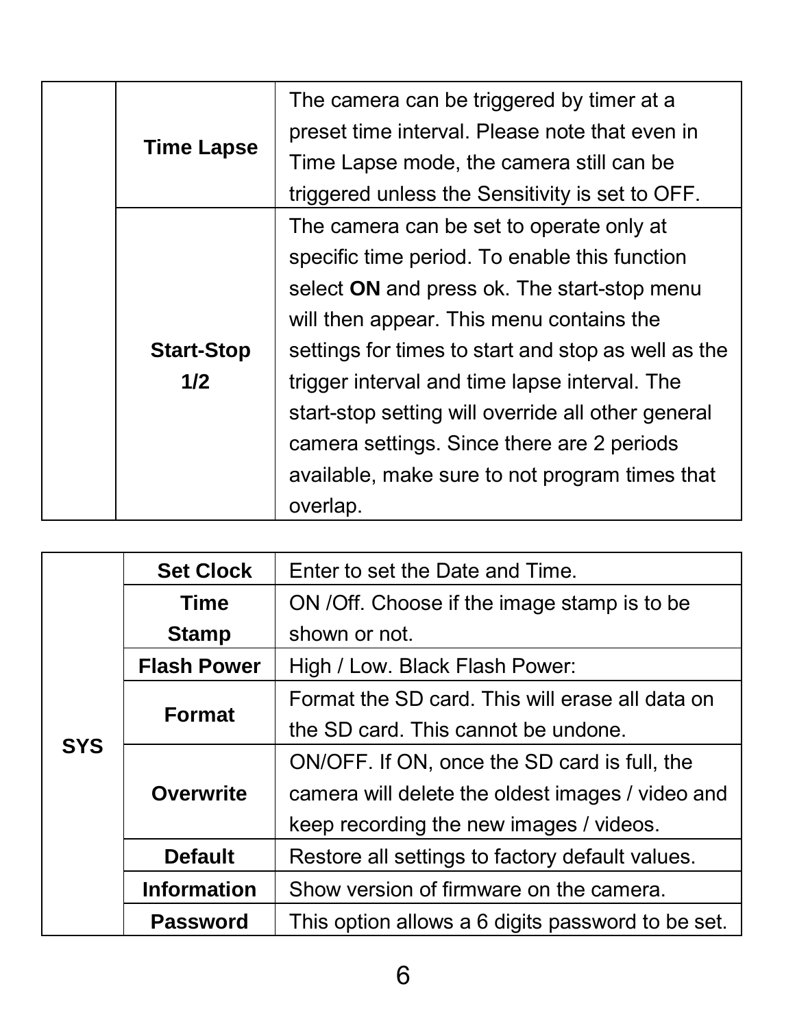| | | |
|---|---|---|
| | **Time Lapse** | The camera can be triggered by timer at a preset time interval. Please note that even in Time Lapse mode, the camera still can be triggered unless the Sensitivity is set to OFF. |
| | **Start-Stop 1/2** | The camera can be set to operate only at specific time period. To enable this function select **ON** and press ok. The start-stop menu will then appear. This menu contains the settings for times to start and stop as well as the trigger interval and time lapse interval. The start-stop setting will override all other general camera settings. Since there are 2 periods available, make sure to not program times that overlap. |

| | | |
|---|---|---|
| **SYS** | **Set Clock** | Enter to set the Date and Time. |
| | **Time Stamp** | ON /Off. Choose if the image stamp is to be shown or not. |
| | **Flash Power** | High / Low. Black Flash Power: |
| | **Format** | Format the SD card. This will erase all data on the SD card. This cannot be undone. |
| | **Overwrite** | ON/OFF. If ON, once the SD card is full, the camera will delete the oldest images / video and keep recording the new images / videos. |
| | **Default** | Restore all settings to factory default values. |
| | **Information** | Show version of firmware on the camera. |
| | **Password** | This option allows a 6 digits password to be set. |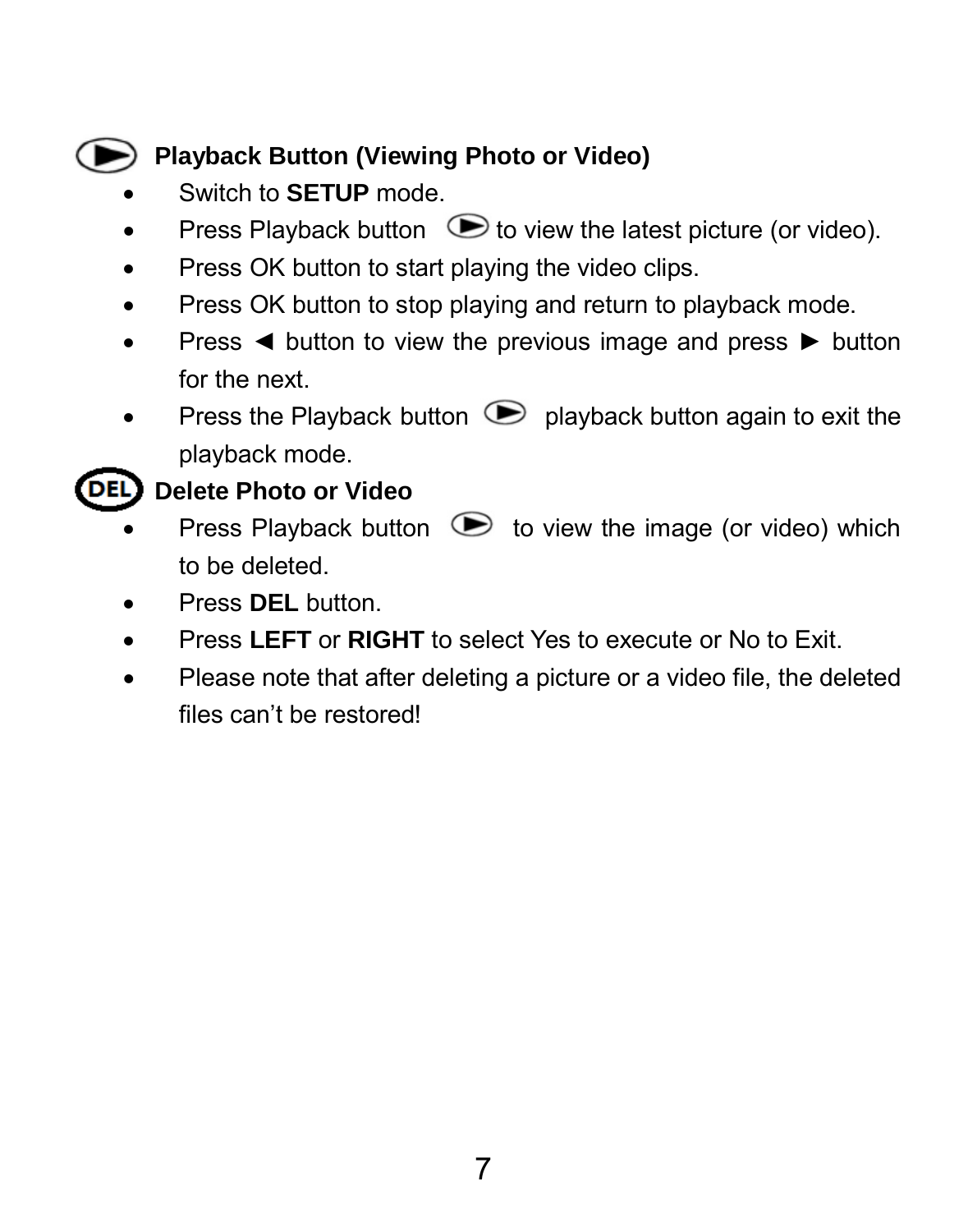### Playback Button (Viewing Photo or Video)

- Switch to **SETUP** mode.
- Press Playback button to view the latest picture (or video).
- Press OK button to start playing the video clips.
- Press OK button to stop playing and return to playback mode.
- Press ◄ button to view the previous image and press ► button for the next.
- Press the Playback button playback button again to exit the playback mode.

### Delete Photo or Video

- Press Playback button to view the image (or video) which to be deleted.
- Press **DEL** button.
- Press **LEFT** or **RIGHT** to select Yes to execute or No to Exit.
- Please note that after deleting a picture or a video file, the deleted files can't be restored!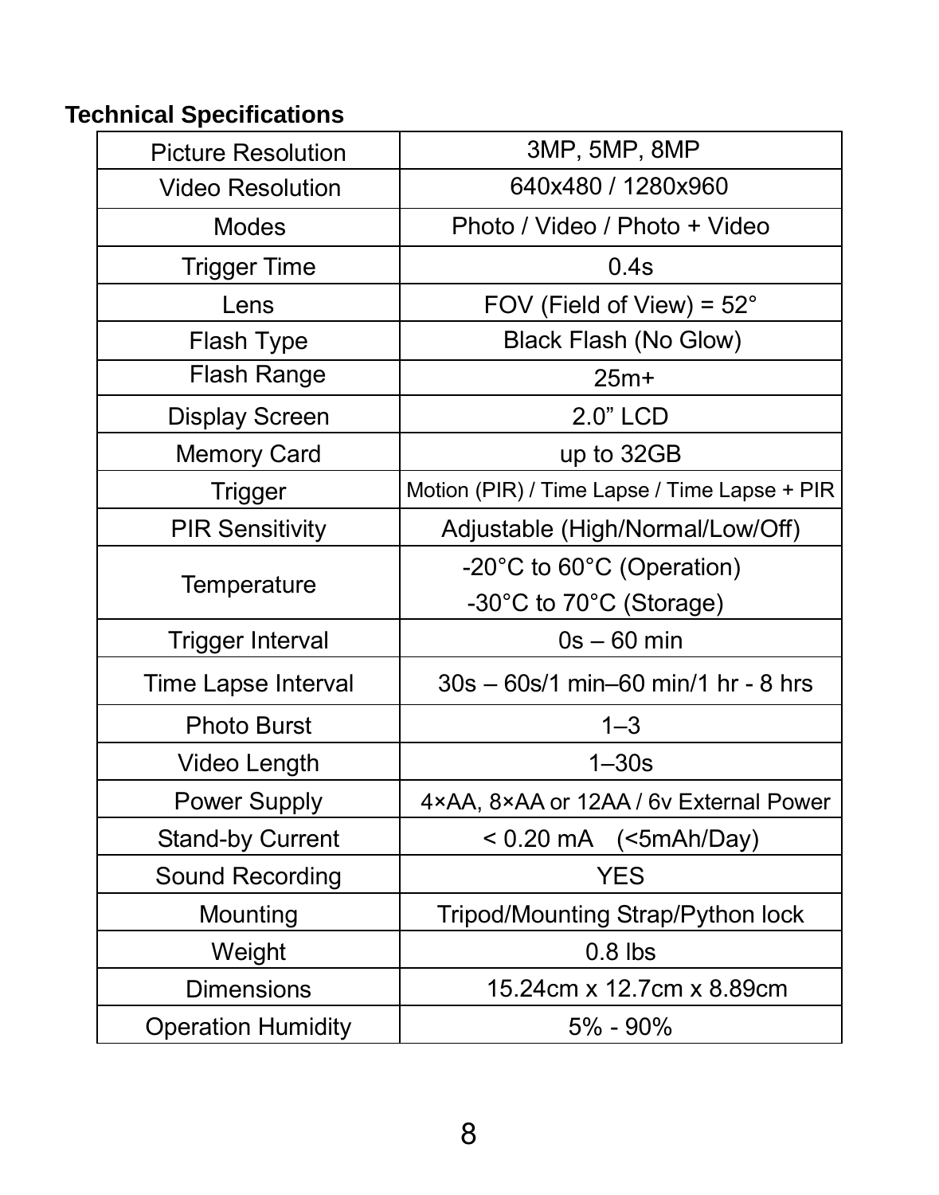## Technical Specifications

| | |
|---|---|
| Picture Resolution | 3MP, 5MP, 8MP |
| Video Resolution | 640x480 / 1280x960 |
| Modes | Photo / Video / Photo + Video |
| Trigger Time | 0.4s |
| Lens | FOV (Field of View) = 52° |
| Flash Type | Black Flash (No Glow) |
| Flash Range | 25m+ |
| Display Screen | 2.0” LCD |
| Memory Card | up to 32GB |
| Trigger | Motion (PIR) / Time Lapse / Time Lapse + PIR |
| PIR Sensitivity | Adjustable (High/Normal/Low/Off) |
| Temperature | -20°C to 60°C (Operation)<br>-30°C to 70°C (Storage) |
| Trigger Interval | 0s – 60 min |
| Time Lapse Interval | 30s – 60s/1 min–60 min/1 hr - 8 hrs |
| Photo Burst | 1–3 |
| Video Length | 1–30s |
| Power Supply | 4×AA, 8×AA or 12AA / 6v External Power |
| Stand-by Current | < 0.20 mA (<5mAh/Day) |
| Sound Recording | YES |
| Mounting | Tripod/Mounting Strap/Python lock |
| Weight | 0.8 lbs |
| Dimensions | 15.24cm x 12.7cm x 8.89cm |
| Operation Humidity | 5% - 90% |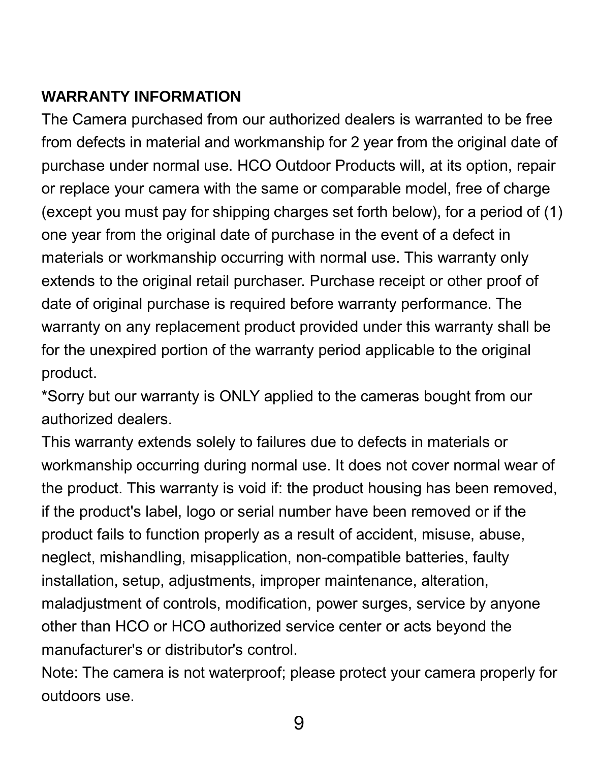## WARRANTY INFORMATION

The Camera purchased from our authorized dealers is warranted to be free from defects in material and workmanship for 2 year from the original date of purchase under normal use. HCO Outdoor Products will, at its option, repair or replace your camera with the same or comparable model, free of charge (except you must pay for shipping charges set forth below), for a period of (1) one year from the original date of purchase in the event of a defect in materials or workmanship occurring with normal use. This warranty only extends to the original retail purchaser. Purchase receipt or other proof of date of original purchase is required before warranty performance. The warranty on any replacement product provided under this warranty shall be for the unexpired portion of the warranty period applicable to the original product.

*Sorry but our warranty is ONLY applied to the cameras bought from our authorized dealers.

This warranty extends solely to failures due to defects in materials or workmanship occurring during normal use. It does not cover normal wear of the product. This warranty is void if: the product housing has been removed, if the product's label, logo or serial number have been removed or if the product fails to function properly as a result of accident, misuse, abuse, neglect, mishandling, misapplication, non-compatible batteries, faulty installation, setup, adjustments, improper maintenance, alteration, maladjustment of controls, modification, power surges, service by anyone other than HCO or HCO authorized service center or acts beyond the manufacturer's or distributor's control.

Note: The camera is not waterproof; please protect your camera properly for outdoors use.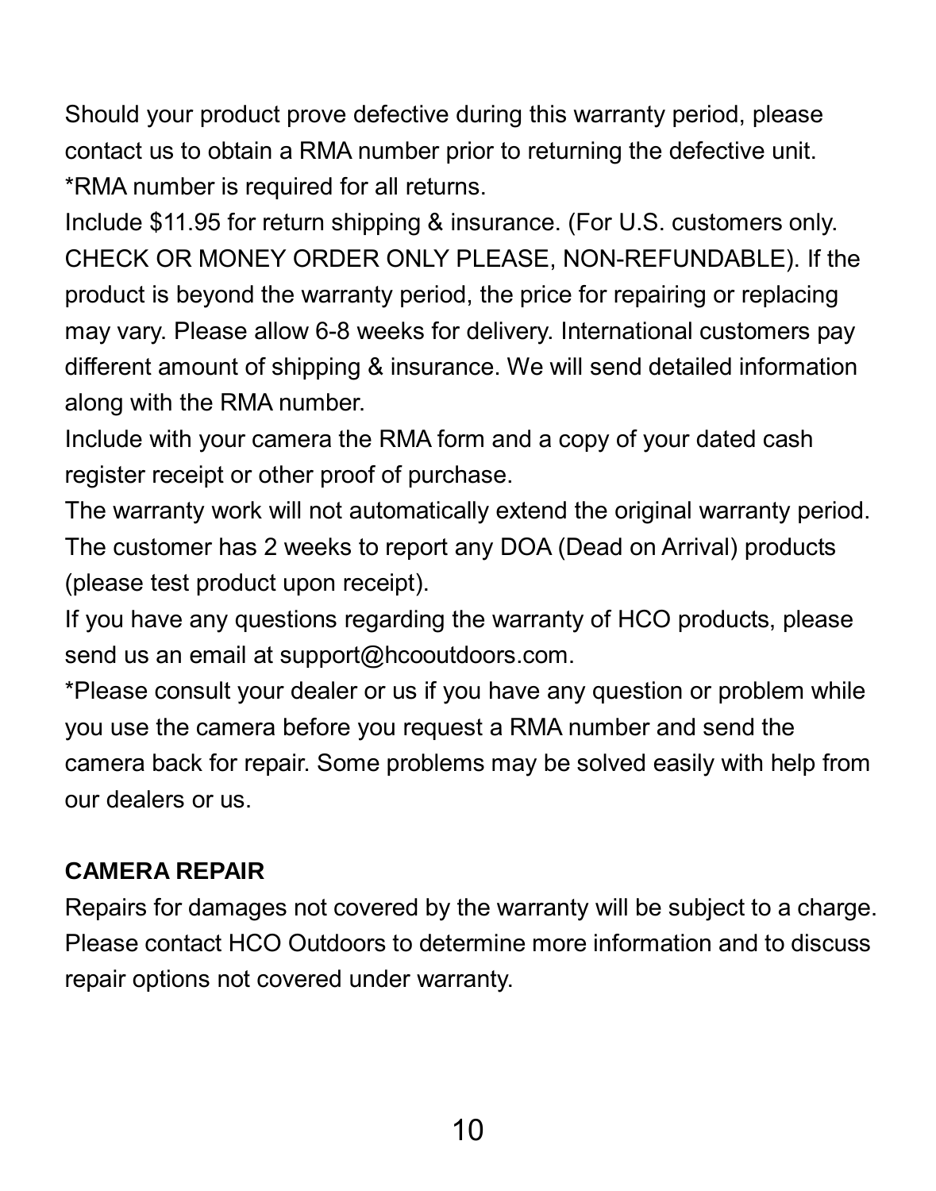Should your product prove defective during this warranty period, please contact us to obtain a RMA number prior to returning the defective unit.
*RMA number is required for all returns.

Include $11.95 for return shipping & insurance. (For U.S. customers only. CHECK OR MONEY ORDER ONLY PLEASE, NON-REFUNDABLE). If the product is beyond the warranty period, the price for repairing or replacing may vary. Please allow 6-8 weeks for delivery. International customers pay different amount of shipping & insurance. We will send detailed information along with the RMA number.

Include with your camera the RMA form and a copy of your dated cash register receipt or other proof of purchase.

The warranty work will not automatically extend the original warranty period.

The customer has 2 weeks to report any DOA (Dead on Arrival) products (please test product upon receipt).

If you have any questions regarding the warranty of HCO products, please send us an email at support@hcooutdoors.com.

*Please consult your dealer or us if you have any question or problem while you use the camera before you request a RMA number and send the camera back for repair. Some problems may be solved easily with help from our dealers or us.

**CAMERA REPAIR**

Repairs for damages not covered by the warranty will be subject to a charge. Please contact HCO Outdoors to determine more information and to discuss repair options not covered under warranty.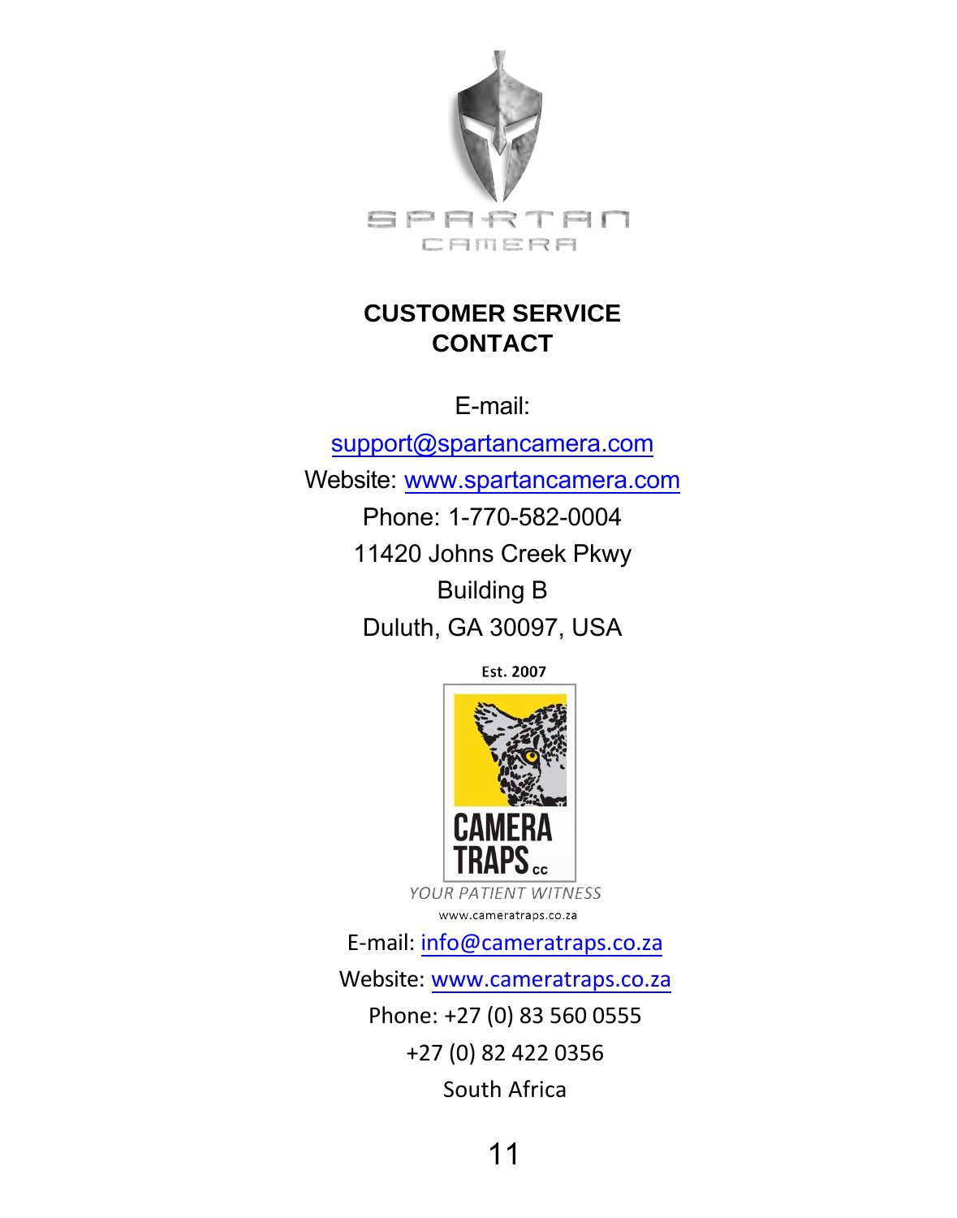SPARTAN CAMERA

**CUSTOMER SERVICE CONTACT**

E-mail:

support@spartancamera.com

Website: www.spartancamera.com

Phone: 1-770-582-0004

11420 Johns Creek Pkwy

Building B

Duluth, GA 30097, USA

Est. 2007

CAMERA TRAPS cc

*YOUR PATIENT WITNESS*

www.cameratraps.co.za

E-mail: info@cameratraps.co.za

Website: www.cameratraps.co.za

Phone: +27 (0) 83 560 0555

+27 (0) 82 422 0356

South Africa